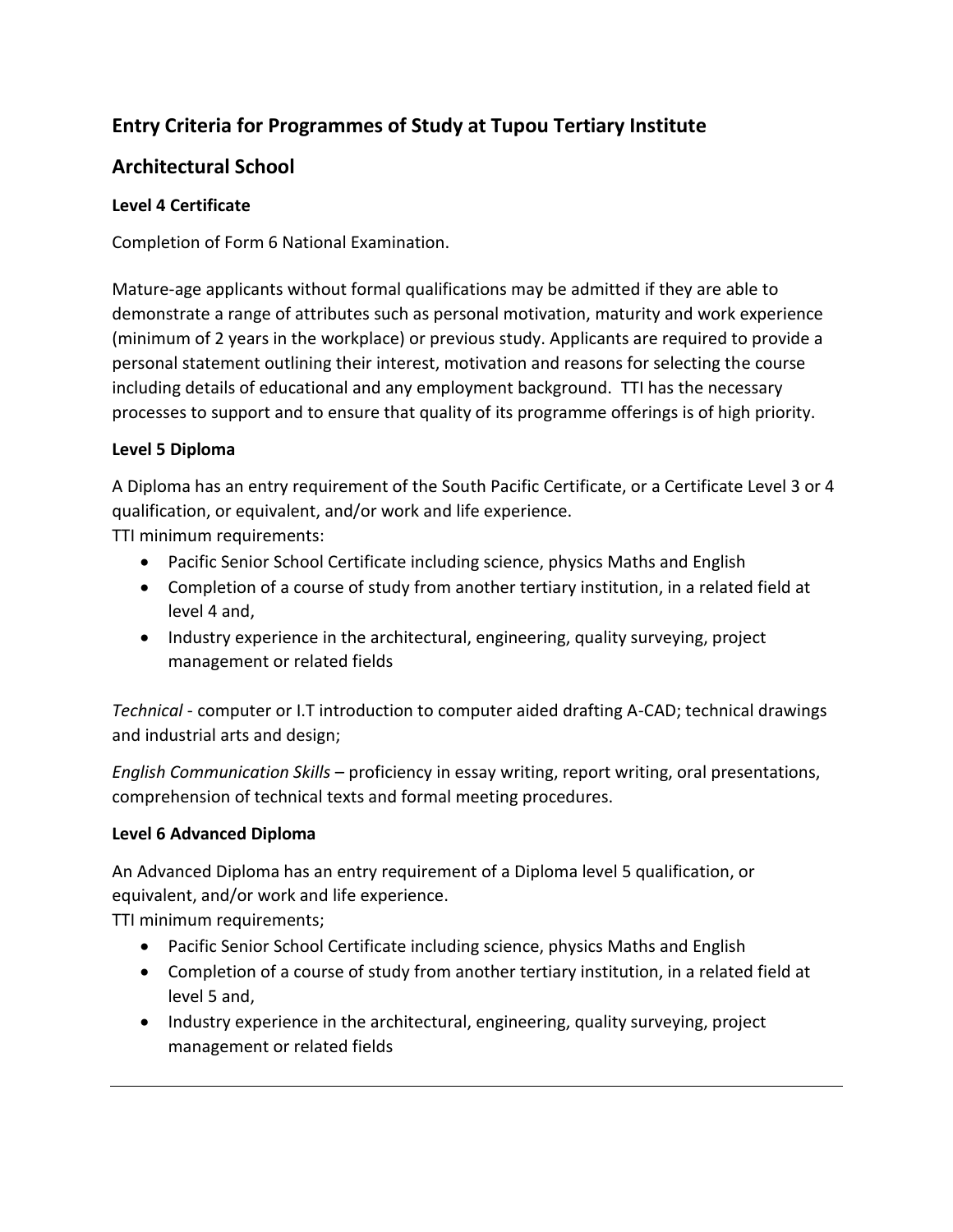## Entry Criteria for Programmes of Study at Tupou Tertiary Institute

## Architectural School

**Level 4 Certificate**

Completion of Form 6 National Examination.

Mature-age applicants without formal qualifications may be admitted if they are able to demonstrate a range of attributes such as personal motivation, maturity and work experience (minimum of 2 years in the workplace) or previous study. Applicants are required to provide a personal statement outlining their interest, motivation and reasons for selecting the course including details of educational and any employment background. TTI has the necessary processes to support and to ensure that quality of its programme offerings is of high priority.

**Level 5 Diploma**

A Diploma has an entry requirement of the South Pacific Certificate, or a Certificate Level 3 or 4 qualification, or equivalent, and/or work and life experience.
TTI minimum requirements:

- Pacific Senior School Certificate including science, physics Maths and English
- Completion of a course of study from another tertiary institution, in a related field at level 4 and,
- Industry experience in the architectural, engineering, quality surveying, project management or related fields

*Technical* - computer or I.T introduction to computer aided drafting A-CAD; technical drawings and industrial arts and design;

*English Communication Skills* – proficiency in essay writing, report writing, oral presentations, comprehension of technical texts and formal meeting procedures.

**Level 6 Advanced Diploma**

An Advanced Diploma has an entry requirement of a Diploma level 5 qualification, or equivalent, and/or work and life experience.
TTI minimum requirements;

- Pacific Senior School Certificate including science, physics Maths and English
- Completion of a course of study from another tertiary institution, in a related field at level 5 and,
- Industry experience in the architectural, engineering, quality surveying, project management or related fields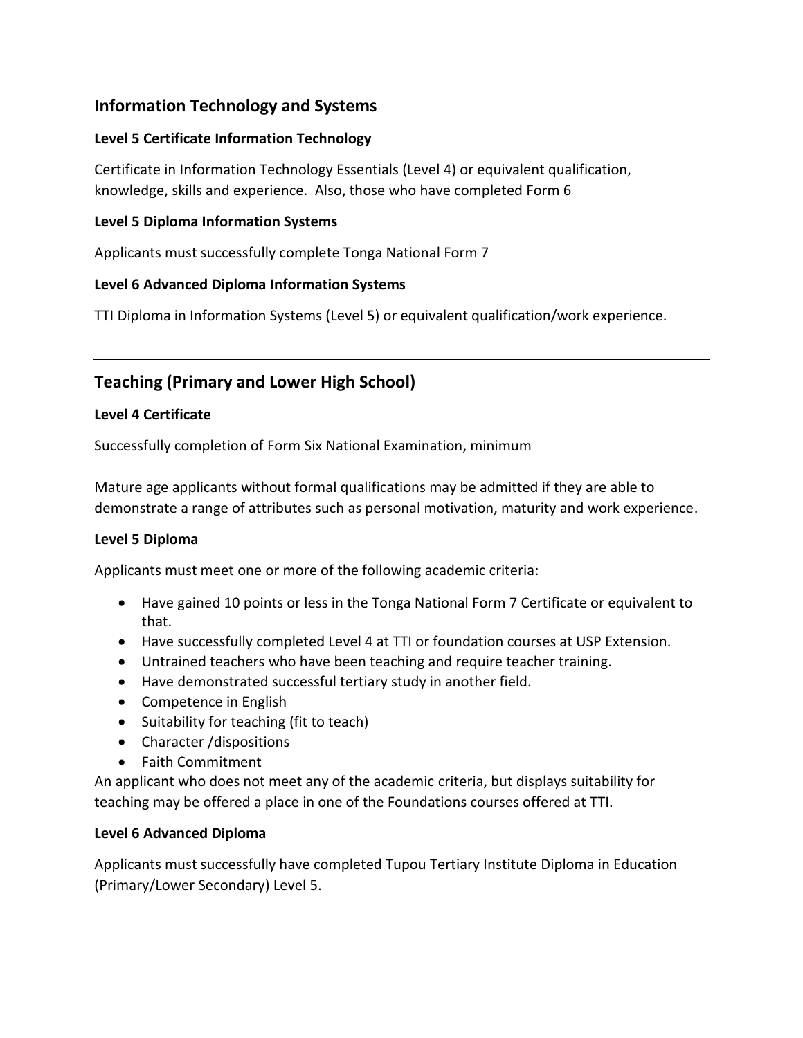## Information Technology and Systems

### Level 5 Certificate Information Technology

Certificate in Information Technology Essentials (Level 4) or equivalent qualification, knowledge, skills and experience. Also, those who have completed Form 6

### Level 5 Diploma Information Systems

Applicants must successfully complete Tonga National Form 7

### Level 6 Advanced Diploma Information Systems

TTI Diploma in Information Systems (Level 5) or equivalent qualification/work experience.

---

## Teaching (Primary and Lower High School)

### Level 4 Certificate

Successfully completion of Form Six National Examination, minimum

Mature age applicants without formal qualifications may be admitted if they are able to demonstrate a range of attributes such as personal motivation, maturity and work experience.

### Level 5 Diploma

Applicants must meet one or more of the following academic criteria:

- Have gained 10 points or less in the Tonga National Form 7 Certificate or equivalent to that.
- Have successfully completed Level 4 at TTI or foundation courses at USP Extension.
- Untrained teachers who have been teaching and require teacher training.
- Have demonstrated successful tertiary study in another field.
- Competence in English
- Suitability for teaching (fit to teach)
- Character /dispositions
- Faith Commitment

An applicant who does not meet any of the academic criteria, but displays suitability for teaching may be offered a place in one of the Foundations courses offered at TTI.

### Level 6 Advanced Diploma

Applicants must successfully have completed Tupou Tertiary Institute Diploma in Education (Primary/Lower Secondary) Level 5.

---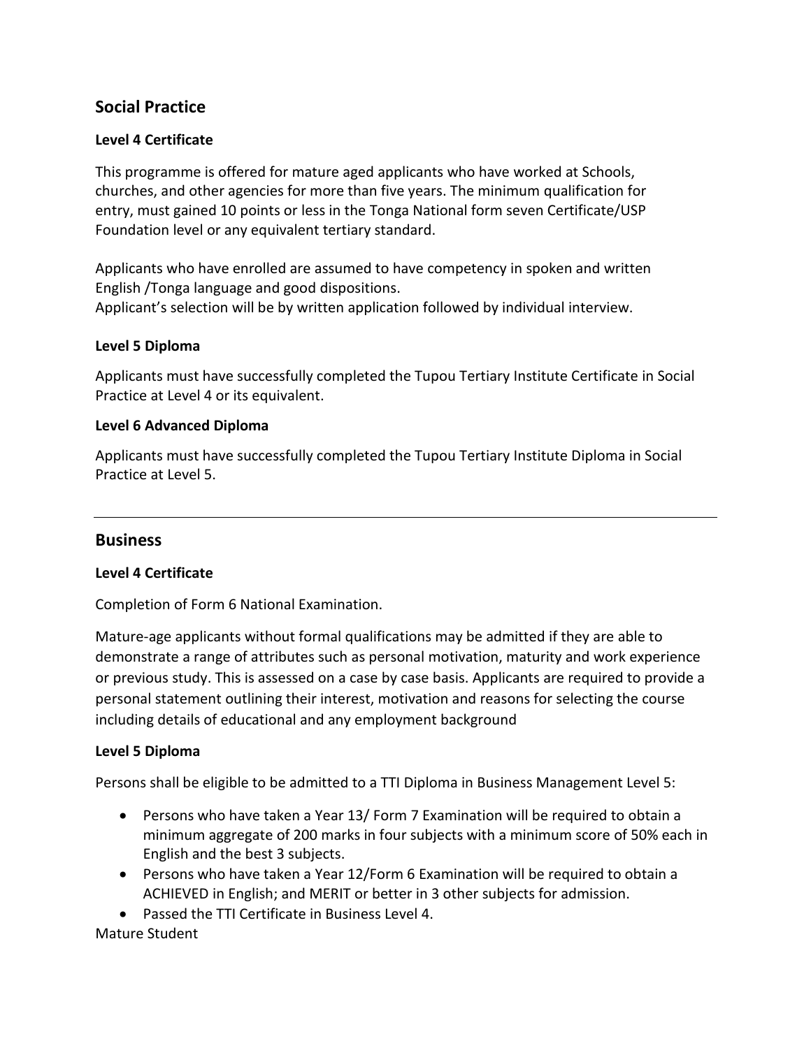## Social Practice

### Level 4 Certificate

This programme is offered for mature aged applicants who have worked at Schools, churches, and other agencies for more than five years. The minimum qualification for entry, must gained 10 points or less in the Tonga National form seven Certificate/USP Foundation level or any equivalent tertiary standard.

Applicants who have enrolled are assumed to have competency in spoken and written English /Tonga language and good dispositions.
Applicant's selection will be by written application followed by individual interview.

### Level 5 Diploma

Applicants must have successfully completed the Tupou Tertiary Institute Certificate in Social Practice at Level 4 or its equivalent.

### Level 6 Advanced Diploma

Applicants must have successfully completed the Tupou Tertiary Institute Diploma in Social Practice at Level 5.

---

## Business

### Level 4 Certificate

Completion of Form 6 National Examination.

Mature-age applicants without formal qualifications may be admitted if they are able to demonstrate a range of attributes such as personal motivation, maturity and work experience or previous study. This is assessed on a case by case basis. Applicants are required to provide a personal statement outlining their interest, motivation and reasons for selecting the course including details of educational and any employment background

### Level 5 Diploma

Persons shall be eligible to be admitted to a TTI Diploma in Business Management Level 5:

- Persons who have taken a Year 13/ Form 7 Examination will be required to obtain a minimum aggregate of 200 marks in four subjects with a minimum score of 50% each in English and the best 3 subjects.
- Persons who have taken a Year 12/Form 6 Examination will be required to obtain a ACHIEVED in English; and MERIT or better in 3 other subjects for admission.
- Passed the TTI Certificate in Business Level 4.

Mature Student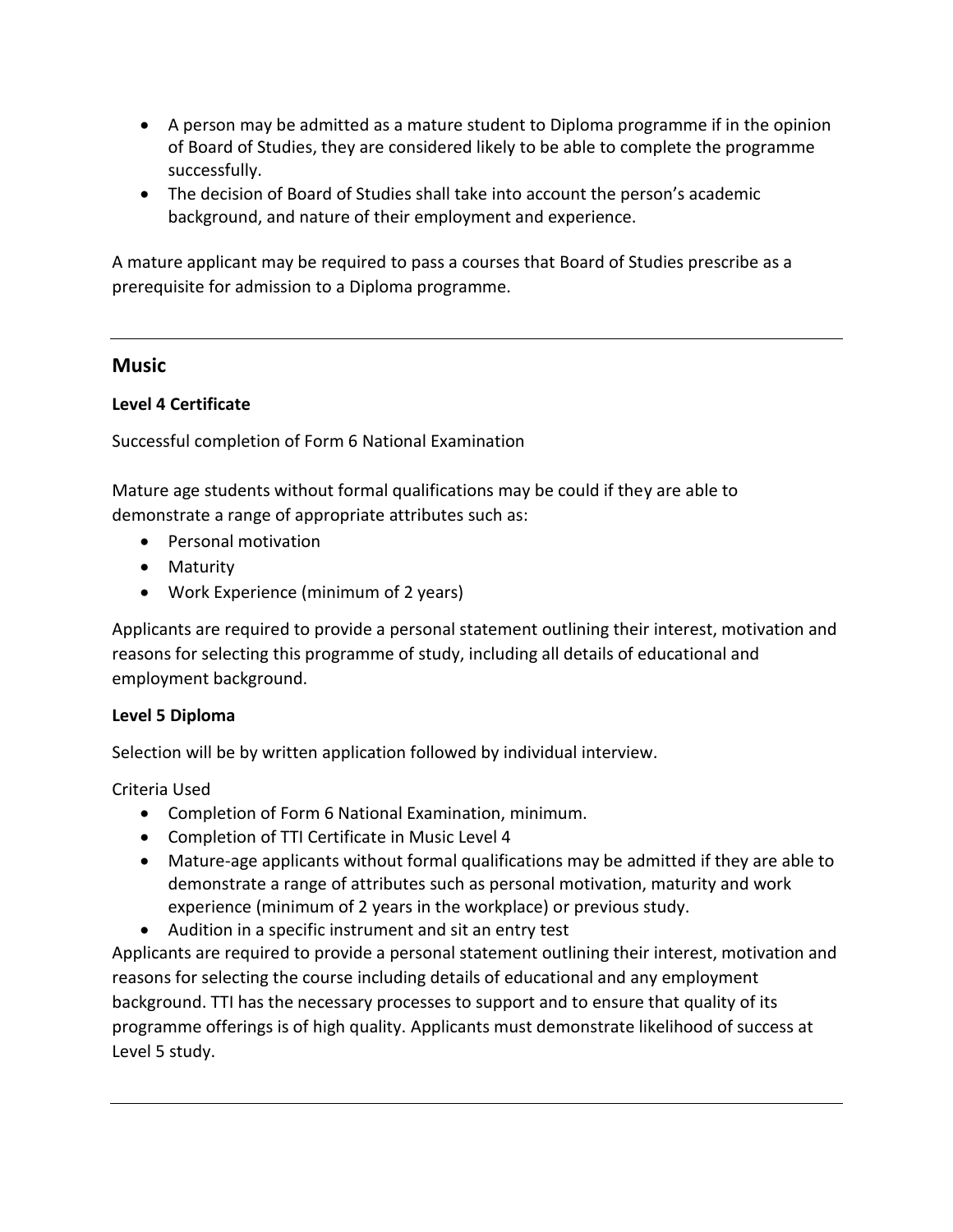- A person may be admitted as a mature student to Diploma programme if in the opinion of Board of Studies, they are considered likely to be able to complete the programme successfully.
- The decision of Board of Studies shall take into account the person's academic background, and nature of their employment and experience.

A mature applicant may be required to pass a courses that Board of Studies prescribe as a prerequisite for admission to a Diploma programme.

---

## Music

**Level 4 Certificate**

Successful completion of Form 6 National Examination

Mature age students without formal qualifications may be could if they are able to demonstrate a range of appropriate attributes such as:

- Personal motivation
- Maturity
- Work Experience (minimum of 2 years)

Applicants are required to provide a personal statement outlining their interest, motivation and reasons for selecting this programme of study, including all details of educational and employment background.

**Level 5 Diploma**

Selection will be by written application followed by individual interview.

Criteria Used

- Completion of Form 6 National Examination, minimum.
- Completion of TTI Certificate in Music Level 4
- Mature-age applicants without formal qualifications may be admitted if they are able to demonstrate a range of attributes such as personal motivation, maturity and work experience (minimum of 2 years in the workplace) or previous study.
- Audition in a specific instrument and sit an entry test

Applicants are required to provide a personal statement outlining their interest, motivation and reasons for selecting the course including details of educational and any employment background. TTI has the necessary processes to support and to ensure that quality of its programme offerings is of high quality. Applicants must demonstrate likelihood of success at Level 5 study.

---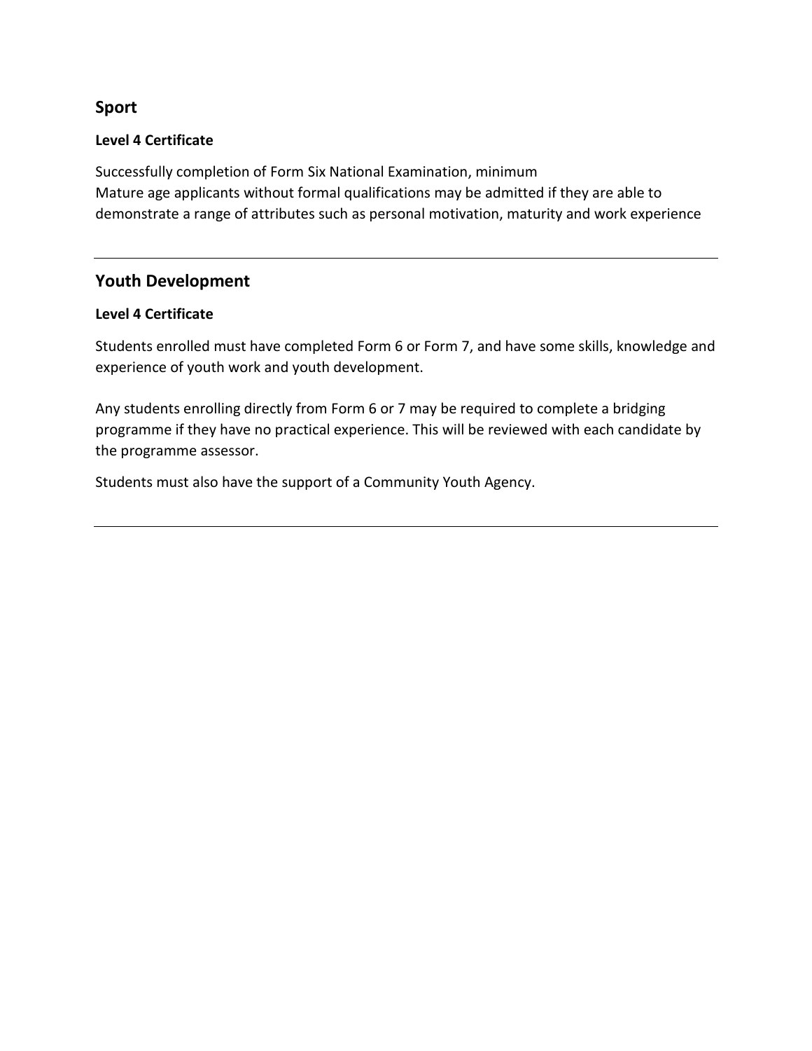## Sport

### Level 4 Certificate

Successfully completion of Form Six National Examination, minimum
Mature age applicants without formal qualifications may be admitted if they are able to demonstrate a range of attributes such as personal motivation, maturity and work experience

---

## Youth Development

### Level 4 Certificate

Students enrolled must have completed Form 6 or Form 7, and have some skills, knowledge and experience of youth work and youth development.

Any students enrolling directly from Form 6 or 7 may be required to complete a bridging programme if they have no practical experience. This will be reviewed with each candidate by the programme assessor.

Students must also have the support of a Community Youth Agency.

---